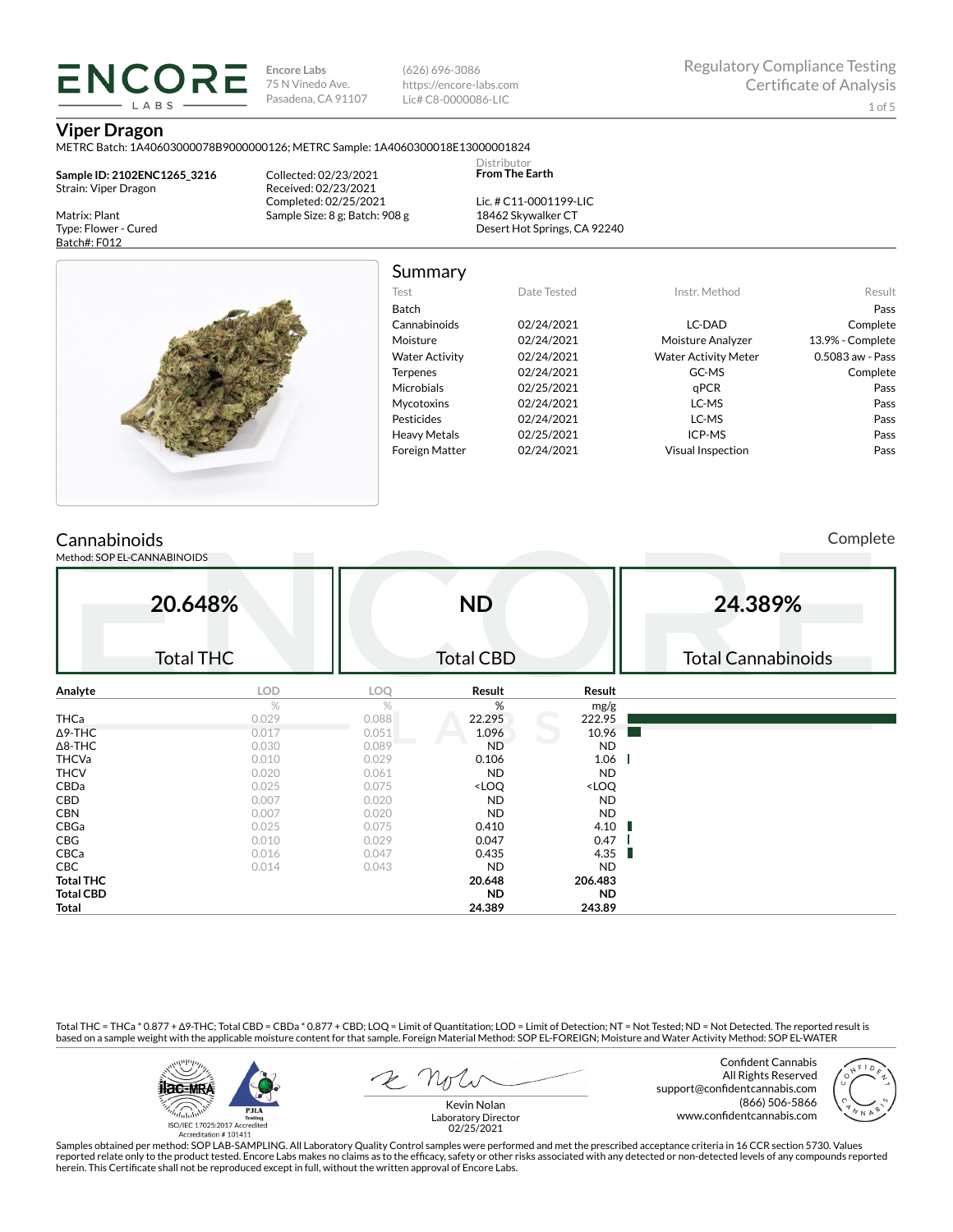ENCORE LABS

Encore Labs
75 N Vinedo Ave.
Pasadena, CA 91107

(626) 696-3086
https://encore-labs.com
Lic# C8-0000086-LIC

Regulatory Compliance Testing
Certificate of Analysis

# Viper Dragon

METRC Batch: 1A40603000078B9000000126; METRC Sample: 1A4060300018E13000001824

**Sample ID: 2102ENC1265_3216**
Strain: Viper Dragon

Matrix: Plant
Type: Flower - Cured
Batch#: F012

Collected: 02/23/2021
Received: 02/23/2021
Completed: 02/25/2021
Sample Size: 8 g; Batch: 908 g

Distributor
**From The Earth**

Lic. # C11-0001199-LIC
18462 Skywalker CT
Desert Hot Springs, CA 92240

## Summary

| Test | Date Tested | Instr. Method | Result |
|---|---|---|---|
| Batch | | | Pass |
| Cannabinoids | 02/24/2021 | LC-DAD | Complete |
| Moisture | 02/24/2021 | Moisture Analyzer | 13.9% - Complete |
| Water Activity | 02/24/2021 | Water Activity Meter | 0.5083 aw - Pass |
| Terpenes | 02/24/2021 | GC-MS | Complete |
| Microbials | 02/25/2021 | qPCR | Pass |
| Mycotoxins | 02/24/2021 | LC-MS | Pass |
| Pesticides | 02/24/2021 | LC-MS | Pass |
| Heavy Metals | 02/25/2021 | ICP-MS | Pass |
| Foreign Matter | 02/24/2021 | Visual Inspection | Pass |

## Cannabinoids

Complete

Method: SOP EL-CANNABINOIDS

| 20.648% | ND | 24.389% |
|---|---|---|
| Total THC | Total CBD | Total Cannabinoids |

| Analyte | LOD | LOQ | Result | Result |
|---|---|---|---|---|
| | % | % | % | mg/g |
| THCa | 0.029 | 0.088 | 22.295 | 222.95 |
| Δ9-THC | 0.017 | 0.051 | 1.096 | 10.96 |
| Δ8-THC | 0.030 | 0.089 | ND | ND |
| THCVa | 0.010 | 0.029 | 0.106 | 1.06 |
| THCV | 0.020 | 0.061 | ND | ND |
| CBDa | 0.025 | 0.075 | <LOQ | <LOQ |
| CBD | 0.007 | 0.020 | ND | ND |
| CBN | 0.007 | 0.020 | ND | ND |
| CBGa | 0.025 | 0.075 | 0.410 | 4.10 |
| CBG | 0.010 | 0.029 | 0.047 | 0.47 |
| CBCa | 0.016 | 0.047 | 0.435 | 4.35 |
| CBC | 0.014 | 0.043 | ND | ND |
| **Total THC** | | | **20.648** | **206.483** |
| **Total CBD** | | | **ND** | **ND** |
| **Total** | | | **24.389** | **243.89** |

Total THC = THCa * 0.877 + Δ9-THC; Total CBD = CBDa * 0.877 + CBD; LOQ = Limit of Quantitation; LOD = Limit of Detection; NT = Not Tested; ND = Not Detected. The reported result is based on a sample weight with the applicable moisture content for that sample. Foreign Material Method: SOP EL-FOREIGN; Moisture and Water Activity Method: SOP EL-WATER

ISO/IEC 17025:2017 Accredited
Accreditation # 101411

Kevin Nolan
Laboratory Director
02/25/2021

Confident Cannabis
All Rights Reserved
support@confidentcannabis.com
(866) 506-5866
www.confidentcannabis.com

Samples obtained per method: SOP LAB-SAMPLING. All Laboratory Quality Control samples were performed and met the prescribed acceptance criteria in 16 CCR section 5730. Values reported relate only to the product tested. Encore Labs makes no claims as to the efficacy, safety or other risks associated with any detected or non-detected levels of any compounds reported herein. This Certificate shall not be reproduced except in full, without the written approval of Encore Labs.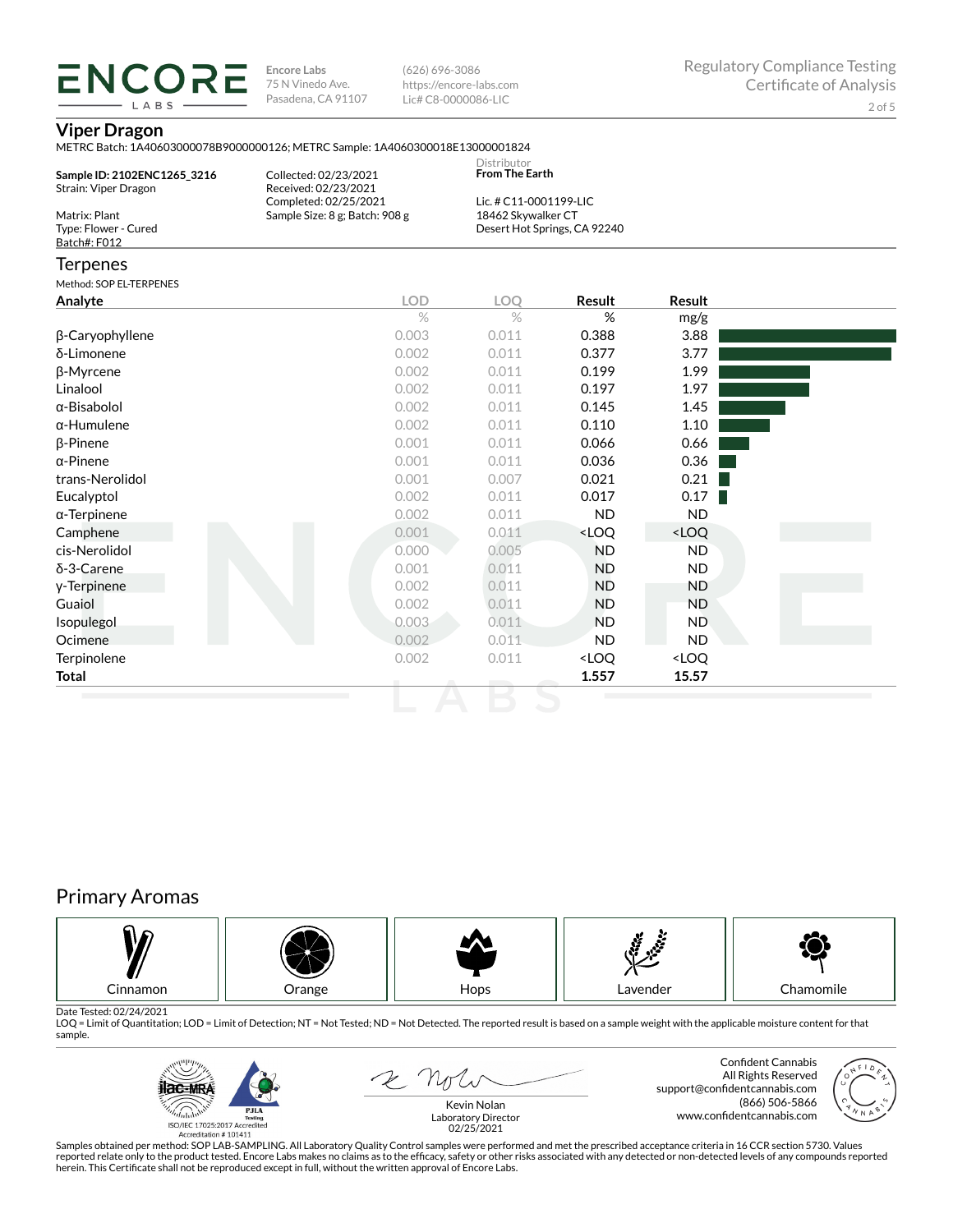**Encore Labs**
75 N Vinedo Ave.
Pasadena, CA 91107

(626) 696-3086
https://encore-labs.com
Lic# C8-0000086-LIC

Regulatory Compliance Testing
Certificate of Analysis

## Viper Dragon

METRC Batch: 1A40603000078B9000000126; METRC Sample: 1A4060300018E13000001824

**Sample ID: 2102ENC1265_3216**
Strain: Viper Dragon

Matrix: Plant
Type: Flower - Cured
Batch#: F012

Collected: 02/23/2021
Received: 02/23/2021
Completed: 02/25/2021
Sample Size: 8 g; Batch: 908 g

Distributor
**From The Earth**

Lic. # C11-0001199-LIC
18462 Skywalker CT
Desert Hot Springs, CA 92240

## Terpenes

Method: SOP EL-TERPENES

| Analyte | LOD | LOQ | Result | Result |
|---|---|---|---|---|
| | % | % | % | mg/g |
| β-Caryophyllene | 0.003 | 0.011 | 0.388 | 3.88 |
| δ-Limonene | 0.002 | 0.011 | 0.377 | 3.77 |
| β-Myrcene | 0.002 | 0.011 | 0.199 | 1.99 |
| Linalool | 0.002 | 0.011 | 0.197 | 1.97 |
| α-Bisabolol | 0.002 | 0.011 | 0.145 | 1.45 |
| α-Humulene | 0.002 | 0.011 | 0.110 | 1.10 |
| β-Pinene | 0.001 | 0.011 | 0.066 | 0.66 |
| α-Pinene | 0.001 | 0.011 | 0.036 | 0.36 |
| trans-Nerolidol | 0.001 | 0.007 | 0.021 | 0.21 |
| Eucalyptol | 0.002 | 0.011 | 0.017 | 0.17 |
| α-Terpinene | 0.002 | 0.011 | ND | ND |
| Camphene | 0.001 | 0.011 | <LOQ | <LOQ |
| cis-Nerolidol | 0.000 | 0.005 | ND | ND |
| δ-3-Carene | 0.001 | 0.011 | ND | ND |
| γ-Terpinene | 0.002 | 0.011 | ND | ND |
| Guaiol | 0.002 | 0.011 | ND | ND |
| Isopulegol | 0.003 | 0.011 | ND | ND |
| Ocimene | 0.002 | 0.011 | ND | ND |
| Terpinolene | 0.002 | 0.011 | <LOQ | <LOQ |
| **Total** | | | **1.557** | **15.57** |

## Primary Aromas

Cinnamon | Orange | Hops | Lavender | Chamomile

Date Tested: 02/24/2021
LOQ = Limit of Quantitation; LOD = Limit of Detection; NT = Not Tested; ND = Not Detected. The reported result is based on a sample weight with the applicable moisture content for that sample.

ISO/IEC 17025:2017 Accredited
Accreditation # 101411

Kevin Nolan
Laboratory Director
02/25/2021

Confident Cannabis
All Rights Reserved
support@confidentcannabis.com
(866) 506-5866
www.confidentcannabis.com

Samples obtained per method: SOP LAB-SAMPLING. All Laboratory Quality Control samples were performed and met the prescribed acceptance criteria in 16 CCR section 5730. Values reported relate only to the product tested. Encore Labs makes no claims as to the efficacy, safety or other risks associated with any detected or non-detected levels of any compounds reported herein. This Certificate shall not be reproduced except in full, without the written approval of Encore Labs.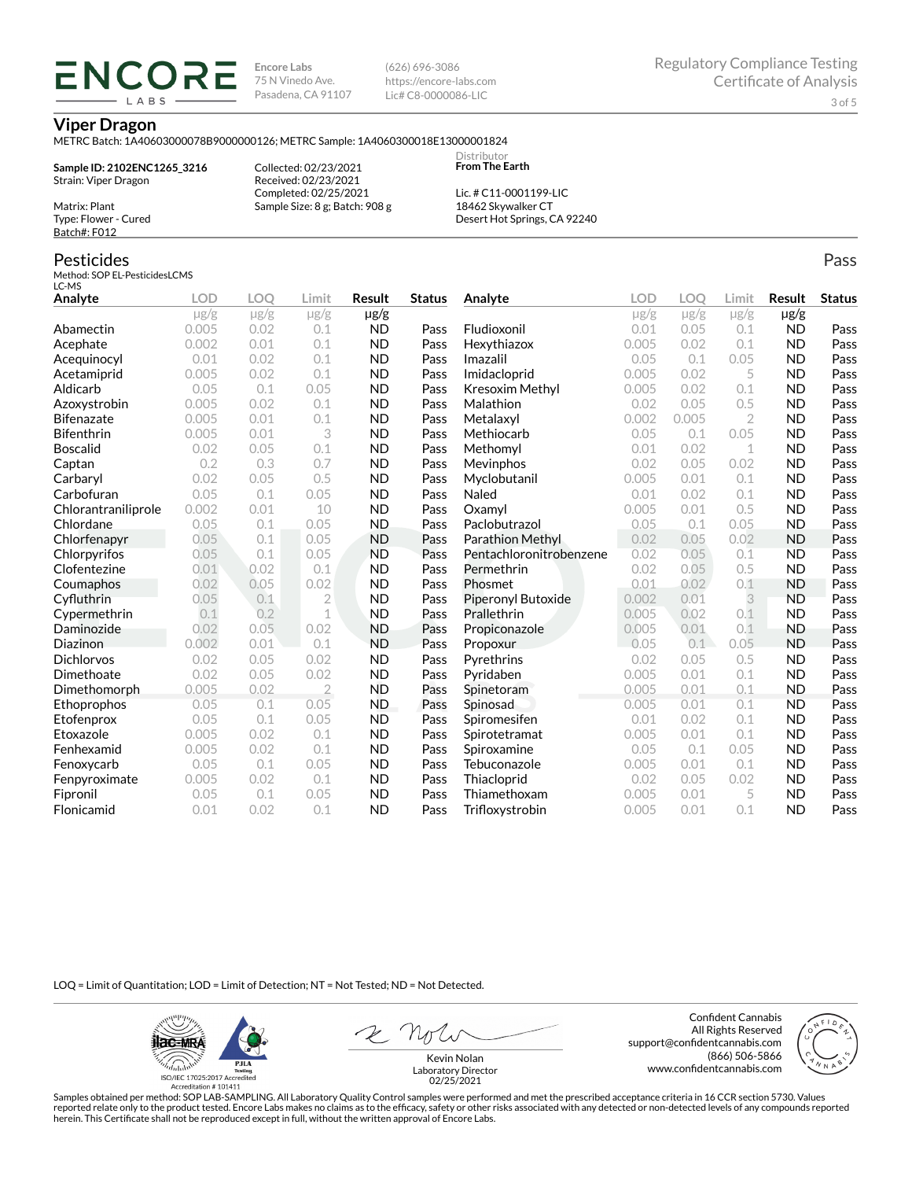**ENCORE LABS**

Encore Labs
75 N Vinedo Ave.
Pasadena, CA 91107

(626) 696-3086
https://encore-labs.com
Lic# C8-0000086-LIC

Regulatory Compliance Testing
Certificate of Analysis

# Viper Dragon

METRC Batch: 1A40603000078B9000000126; METRC Sample: 1A4060300018E13000001824

**Sample ID: 2102ENC1265_3216**
Strain: Viper Dragon

Matrix: Plant
Type: Flower - Cured
Batch#: F012

Collected: 02/23/2021
Received: 02/23/2021
Completed: 02/25/2021
Sample Size: 8 g; Batch: 908 g

Distributor
**From The Earth**

Lic. # C11-0001199-LIC
18462 Skywalker CT
Desert Hot Springs, CA 92240

## Pesticides

Pass

Method: SOP EL-PesticidesLCMS
LC-MS

| Analyte | LOD | LOQ | Limit | Result | Status |
|---|---|---|---|---|---|
| | µg/g | µg/g | µg/g | µg/g | |
| Abamectin | 0.005 | 0.02 | 0.1 | ND | Pass |
| Acephate | 0.002 | 0.01 | 0.1 | ND | Pass |
| Acequinocyl | 0.01 | 0.02 | 0.1 | ND | Pass |
| Acetamiprid | 0.005 | 0.02 | 0.1 | ND | Pass |
| Aldicarb | 0.05 | 0.1 | 0.05 | ND | Pass |
| Azoxystrobin | 0.005 | 0.02 | 0.1 | ND | Pass |
| Bifenazate | 0.005 | 0.01 | 0.1 | ND | Pass |
| Bifenthrin | 0.005 | 0.01 | 3 | ND | Pass |
| Boscalid | 0.02 | 0.05 | 0.1 | ND | Pass |
| Captan | 0.2 | 0.3 | 0.7 | ND | Pass |
| Carbaryl | 0.02 | 0.05 | 0.5 | ND | Pass |
| Carbofuran | 0.05 | 0.1 | 0.05 | ND | Pass |
| Chlorantraniliprole | 0.002 | 0.01 | 10 | ND | Pass |
| Chlordane | 0.05 | 0.1 | 0.05 | ND | Pass |
| Chlorfenapyr | 0.05 | 0.1 | 0.05 | ND | Pass |
| Chlorpyrifos | 0.05 | 0.1 | 0.05 | ND | Pass |
| Clofentezine | 0.01 | 0.02 | 0.1 | ND | Pass |
| Coumaphos | 0.02 | 0.05 | 0.02 | ND | Pass |
| Cyfluthrin | 0.05 | 0.1 | 2 | ND | Pass |
| Cypermethrin | 0.1 | 0.2 | 1 | ND | Pass |
| Daminozide | 0.02 | 0.05 | 0.02 | ND | Pass |
| Diazinon | 0.002 | 0.01 | 0.1 | ND | Pass |
| Dichlorvos | 0.02 | 0.05 | 0.02 | ND | Pass |
| Dimethoate | 0.02 | 0.05 | 0.02 | ND | Pass |
| Dimethomorph | 0.005 | 0.02 | 2 | ND | Pass |
| Ethoprophos | 0.05 | 0.1 | 0.05 | ND | Pass |
| Etofenprox | 0.05 | 0.1 | 0.05 | ND | Pass |
| Etoxazole | 0.005 | 0.02 | 0.1 | ND | Pass |
| Fenhexamid | 0.005 | 0.02 | 0.1 | ND | Pass |
| Fenoxycarb | 0.05 | 0.1 | 0.05 | ND | Pass |
| Fenpyroximate | 0.005 | 0.02 | 0.1 | ND | Pass |
| Fipronil | 0.05 | 0.1 | 0.05 | ND | Pass |
| Flonicamid | 0.01 | 0.02 | 0.1 | ND | Pass |
| Fludioxonil | 0.01 | 0.05 | 0.1 | ND | Pass |
| Hexythiazox | 0.005 | 0.02 | 0.1 | ND | Pass |
| Imazalil | 0.05 | 0.1 | 0.05 | ND | Pass |
| Imidacloprid | 0.005 | 0.02 | 5 | ND | Pass |
| Kresoxim Methyl | 0.005 | 0.02 | 0.1 | ND | Pass |
| Malathion | 0.02 | 0.05 | 0.5 | ND | Pass |
| Metalaxyl | 0.002 | 0.005 | 2 | ND | Pass |
| Methiocarb | 0.05 | 0.1 | 0.05 | ND | Pass |
| Methomyl | 0.01 | 0.02 | 1 | ND | Pass |
| Mevinphos | 0.02 | 0.05 | 0.02 | ND | Pass |
| Myclobutanil | 0.005 | 0.01 | 0.1 | ND | Pass |
| Naled | 0.01 | 0.02 | 0.1 | ND | Pass |
| Oxamyl | 0.005 | 0.01 | 0.5 | ND | Pass |
| Paclobutrazol | 0.05 | 0.1 | 0.05 | ND | Pass |
| Parathion Methyl | 0.02 | 0.05 | 0.02 | ND | Pass |
| Pentachloronitrobenzene | 0.02 | 0.05 | 0.1 | ND | Pass |
| Permethrin | 0.02 | 0.05 | 0.5 | ND | Pass |
| Phosmet | 0.01 | 0.02 | 0.1 | ND | Pass |
| Piperonyl Butoxide | 0.002 | 0.01 | 3 | ND | Pass |
| Prallethrin | 0.005 | 0.02 | 0.1 | ND | Pass |
| Propiconazole | 0.005 | 0.01 | 0.1 | ND | Pass |
| Propoxur | 0.05 | 0.1 | 0.05 | ND | Pass |
| Pyrethrins | 0.02 | 0.05 | 0.5 | ND | Pass |
| Pyridaben | 0.005 | 0.01 | 0.1 | ND | Pass |
| Spinetoram | 0.005 | 0.01 | 0.1 | ND | Pass |
| Spinosad | 0.005 | 0.01 | 0.1 | ND | Pass |
| Spiromesifen | 0.01 | 0.02 | 0.1 | ND | Pass |
| Spirotetramat | 0.005 | 0.01 | 0.1 | ND | Pass |
| Spiroxamine | 0.05 | 0.1 | 0.05 | ND | Pass |
| Tebuconazole | 0.005 | 0.01 | 0.1 | ND | Pass |
| Thiacloprid | 0.02 | 0.05 | 0.02 | ND | Pass |
| Thiamethoxam | 0.005 | 0.01 | 5 | ND | Pass |
| Trifloxystrobin | 0.005 | 0.01 | 0.1 | ND | Pass |

LOQ = Limit of Quantitation; LOD = Limit of Detection; NT = Not Tested; ND = Not Detected.

ISO/IEC 17025:2017 Accredited
Accreditation # 101411

Kevin Nolan
Laboratory Director
02/25/2021

Confident Cannabis
All Rights Reserved
support@confidentcannabis.com
(866) 506-5866
www.confidentcannabis.com

Samples obtained per method: SOP LAB-SAMPLING. All Laboratory Quality Control samples were performed and met the prescribed acceptance criteria in 16 CCR section 5730. Values reported relate only to the product tested. Encore Labs makes no claims as to the efficacy, safety or other risks associated with any detected or non-detected levels of any compounds reported herein. This Certificate shall not be reproduced except in full, without the written approval of Encore Labs.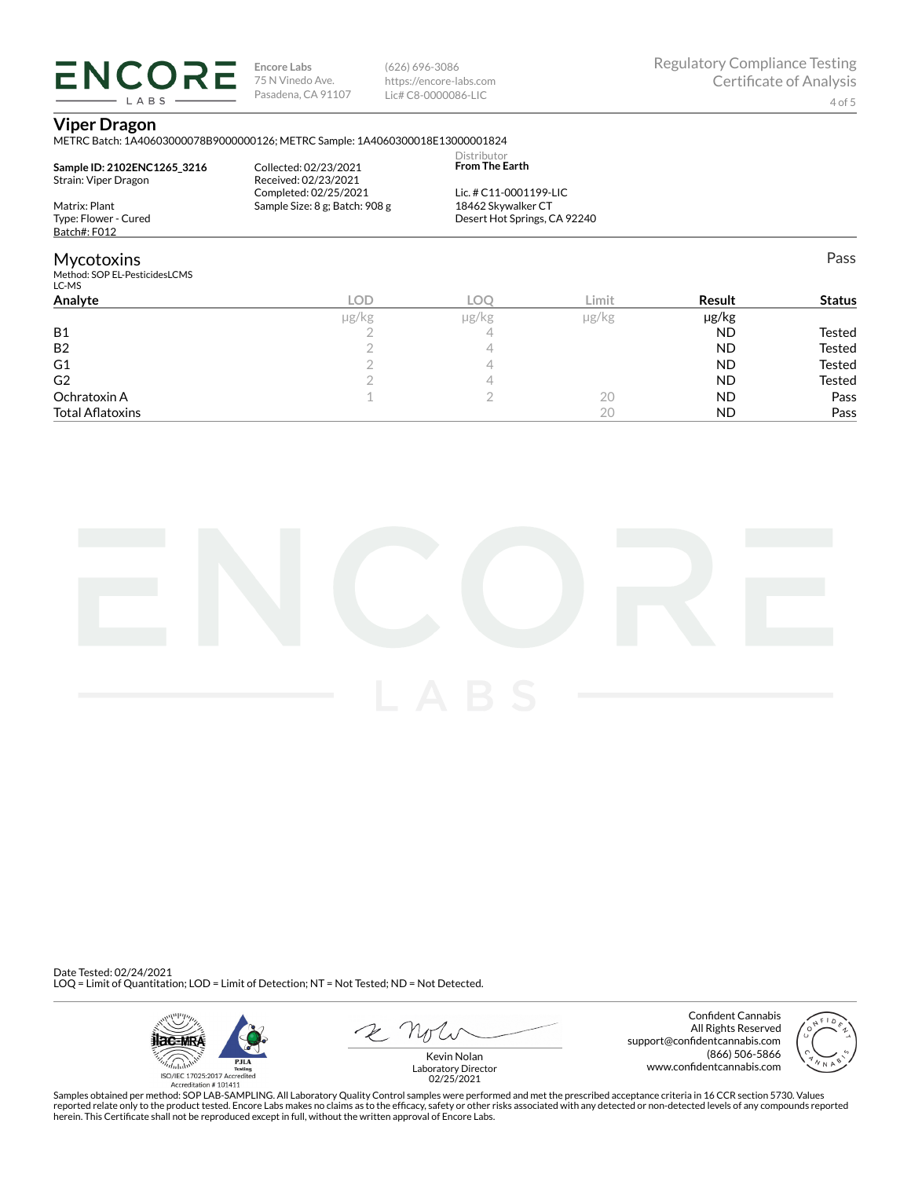Encore Labs
75 N Vinedo Ave.
Pasadena, CA 91107

(626) 696-3086
https://encore-labs.com
Lic# C8-0000086-LIC

Regulatory Compliance Testing
Certificate of Analysis

## Viper Dragon

METRC Batch: 1A40603000078B9000000126; METRC Sample: 1A4060300018E13000001824

**Sample ID: 2102ENC1265_3216**
Strain: Viper Dragon

Matrix: Plant
Type: Flower - Cured
Batch#: F012

Collected: 02/23/2021
Received: 02/23/2021
Completed: 02/25/2021
Sample Size: 8 g; Batch: 908 g

Distributor
**From The Earth**

Lic. # C11-0001199-LIC
18462 Skywalker CT
Desert Hot Springs, CA 92240

## Mycotoxins

Pass

Method: SOP EL-PesticidesLCMS
LC-MS

| Analyte | LOD | LOQ | Limit | Result | Status |
|---|---|---|---|---|---|
| | μg/kg | μg/kg | μg/kg | μg/kg | |
| B1 | 2 | 4 | | ND | Tested |
| B2 | 2 | 4 | | ND | Tested |
| G1 | 2 | 4 | | ND | Tested |
| G2 | 2 | 4 | | ND | Tested |
| Ochratoxin A | 1 | 2 | 20 | ND | Pass |
| Total Aflatoxins | | | 20 | ND | Pass |

Date Tested: 02/24/2021
LOQ = Limit of Quantitation; LOD = Limit of Detection; NT = Not Tested; ND = Not Detected.

ISO/IEC 17025:2017 Accredited
Accreditation # 101411

Kevin Nolan
Laboratory Director
02/25/2021

Confident Cannabis
All Rights Reserved
support@confidentcannabis.com
(866) 506-5866
www.confidentcannabis.com

Samples obtained per method: SOP LAB-SAMPLING. All Laboratory Quality Control samples were performed and met the prescribed acceptance criteria in 16 CCR section 5730. Values reported relate only to the product tested. Encore Labs makes no claims as to the efficacy, safety or other risks associated with any detected or non-detected levels of any compounds reported herein. This Certificate shall not be reproduced except in full, without the written approval of Encore Labs.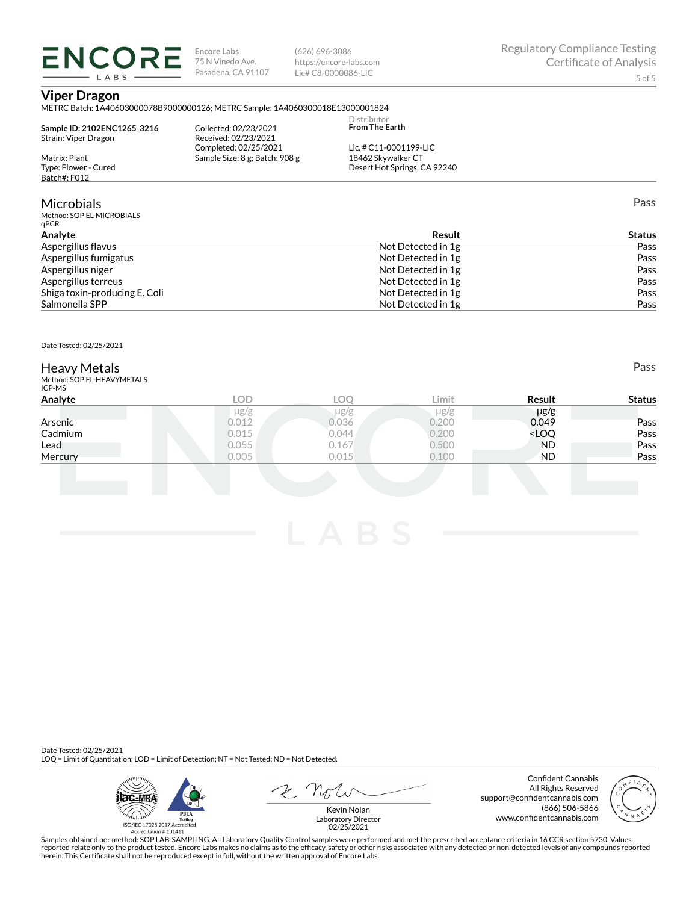**ENCORE LABS**

Encore Labs
75 N Vinedo Ave.
Pasadena, CA 91107

(626) 696-3086
https://encore-labs.com
Lic# C8-0000086-LIC

Regulatory Compliance Testing
Certificate of Analysis

## Viper Dragon

METRC Batch: 1A40603000078B9000000126; METRC Sample: 1A4060300018E13000001824

**Sample ID: 2102ENC1265_3216**
Strain: Viper Dragon

Matrix: Plant
Type: Flower - Cured
Batch#: F012

Collected: 02/23/2021
Received: 02/23/2021
Completed: 02/25/2021
Sample Size: 8 g; Batch: 908 g

Distributor
**From The Earth**

Lic. # C11-0001199-LIC
18462 Skywalker CT
Desert Hot Springs, CA 92240

## Microbials

Pass

Method: SOP EL-MICROBIALS
qPCR

| Analyte | Result | Status |
|---|---|---|
| Aspergillus flavus | Not Detected in 1g | Pass |
| Aspergillus fumigatus | Not Detected in 1g | Pass |
| Aspergillus niger | Not Detected in 1g | Pass |
| Aspergillus terreus | Not Detected in 1g | Pass |
| Shiga toxin-producing E. Coli | Not Detected in 1g | Pass |
| Salmonella SPP | Not Detected in 1g | Pass |

Date Tested: 02/25/2021

## Heavy Metals

Pass

Method: SOP EL-HEAVYMETALS
ICP-MS

| Analyte | LOD | LOQ | Limit | Result | Status |
|---|---|---|---|---|---|
| | μg/g | μg/g | μg/g | μg/g | |
| Arsenic | 0.012 | 0.036 | 0.200 | 0.049 | Pass |
| Cadmium | 0.015 | 0.044 | 0.200 | <LOQ | Pass |
| Lead | 0.055 | 0.167 | 0.500 | ND | Pass |
| Mercury | 0.005 | 0.015 | 0.100 | ND | Pass |

Date Tested: 02/25/2021
LOQ = Limit of Quantitation; LOD = Limit of Detection; NT = Not Tested; ND = Not Detected.

ISO/IEC 17025:2017 Accredited
Accreditation # 101411

Kevin Nolan
Laboratory Director
02/25/2021

Confident Cannabis
All Rights Reserved
support@confidentcannabis.com
(866) 506-5866
www.confidentcannabis.com

Samples obtained per method: SOP LAB-SAMPLING. All Laboratory Quality Control samples were performed and met the prescribed acceptance criteria in 16 CCR section 5730. Values reported relate only to the product tested. Encore Labs makes no claims as to the efficacy, safety or other risks associated with any detected or non-detected levels of any compounds reported herein. This Certificate shall not be reproduced except in full, without the written approval of Encore Labs.